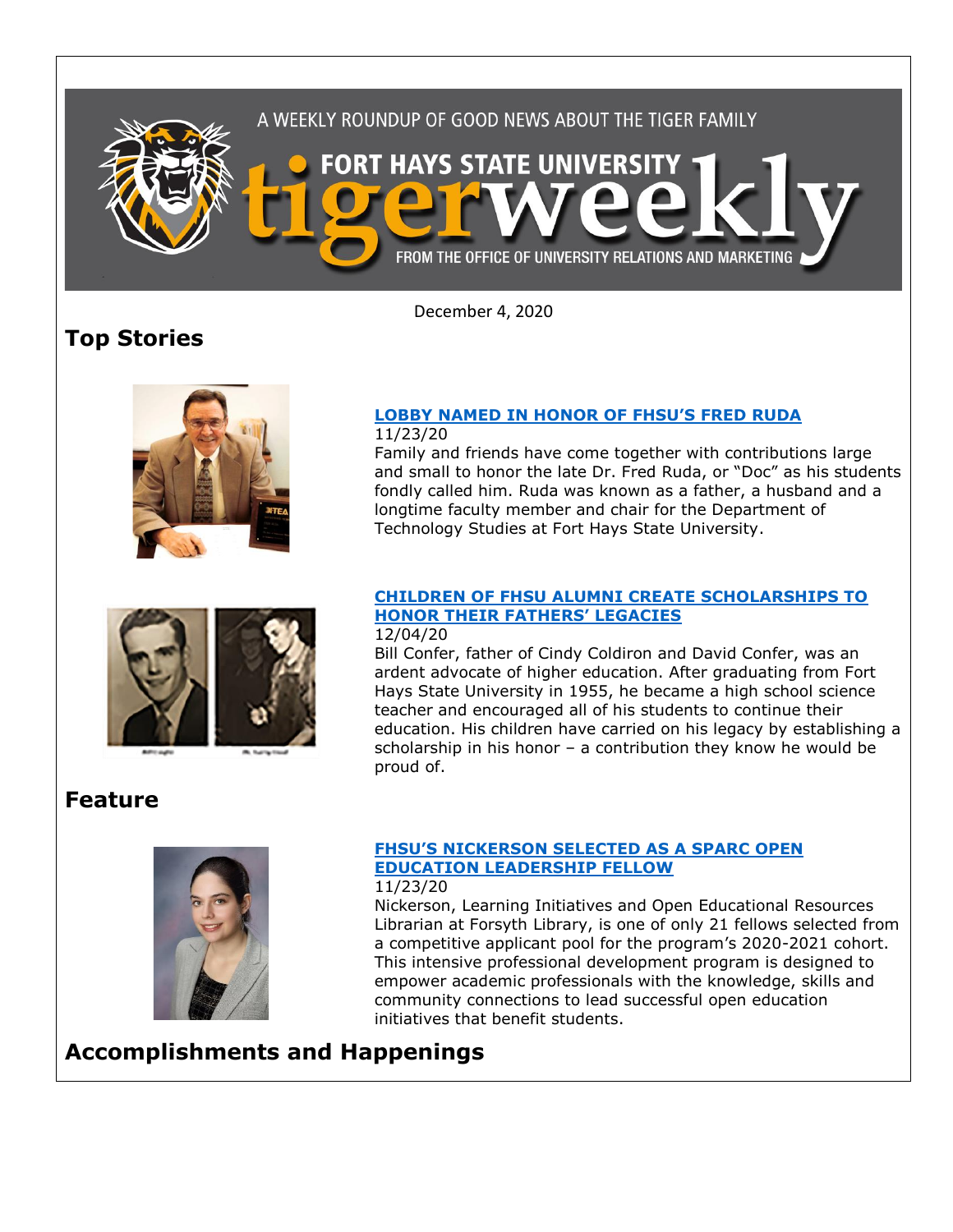A WEEKLY ROUNDUP OF GOOD NEWS ABOUT THE TIGER FAMILY

# FORT HAYS STATE UNIVERSITY tigerweekly

FROM THE OFFICE OF UNIVERSITY RELATIONS AND MARKETING

December 4, 2020

## Top Stories

### LOBBY NAMED IN HONOR OF FHSU'S FRED RUDA

11/23/20

Family and friends have come together with contributions large and small to honor the late Dr. Fred Ruda, or "Doc" as his students fondly called him. Ruda was known as a father, a husband and a longtime faculty member and chair for the Department of Technology Studies at Fort Hays State University.

### CHILDREN OF FHSU ALUMNI CREATE SCHOLARSHIPS TO HONOR THEIR FATHERS' LEGACIES

12/04/20

Bill Confer, father of Cindy Coldiron and David Confer, was an ardent advocate of higher education. After graduating from Fort Hays State University in 1955, he became a high school science teacher and encouraged all of his students to continue their education. His children have carried on his legacy by establishing a scholarship in his honor – a contribution they know he would be proud of.

## Feature

### FHSU'S NICKERSON SELECTED AS A SPARC OPEN EDUCATION LEADERSHIP FELLOW

11/23/20

Nickerson, Learning Initiatives and Open Educational Resources Librarian at Forsyth Library, is one of only 21 fellows selected from a competitive applicant pool for the program's 2020-2021 cohort. This intensive professional development program is designed to empower academic professionals with the knowledge, skills and community connections to lead successful open education initiatives that benefit students.

## Accomplishments and Happenings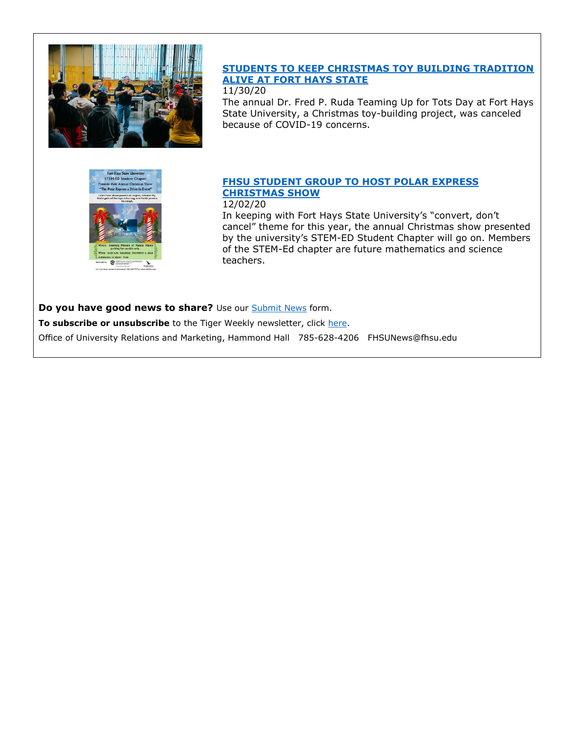### STUDENTS TO KEEP CHRISTMAS TOY BUILDING TRADITION ALIVE AT FORT HAYS STATE

11/30/20

The annual Dr. Fred P. Ruda Teaming Up for Tots Day at Fort Hays State University, a Christmas toy-building project, was canceled because of COVID-19 concerns.

### FHSU STUDENT GROUP TO HOST POLAR EXPRESS CHRISTMAS SHOW

12/02/20

In keeping with Fort Hays State University's "convert, don't cancel" theme for this year, the annual Christmas show presented by the university's STEM-ED Student Chapter will go on. Members of the STEM-Ed chapter are future mathematics and science teachers.

**Do you have good news to share?** Use our Submit News form.

**To subscribe or unsubscribe** to the Tiger Weekly newsletter, click here.

Office of University Relations and Marketing, Hammond Hall 785-628-4206 FHSUNews@fhsu.edu